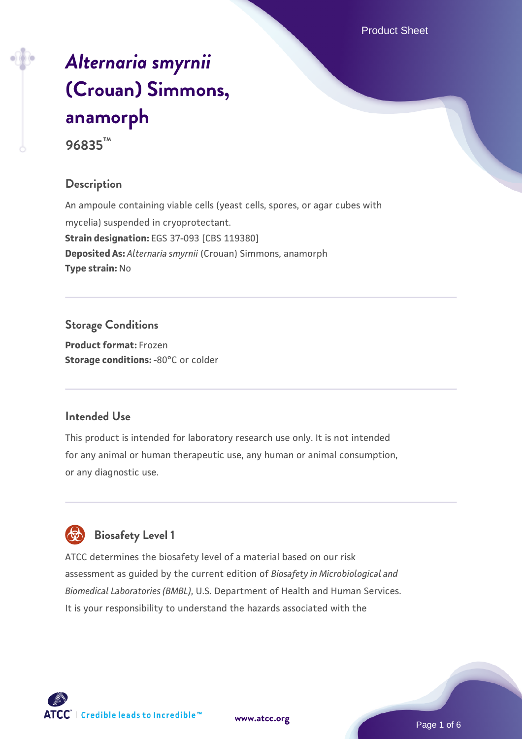# *Alternaria smyrnii* (Crouan) Simmons, anamorph

**96835™**

## Description

An ampoule containing viable cells (yeast cells, spores, or agar cubes with mycelia) suspended in cryoprotectant.

**Strain designation:** EGS 37-093 [CBS 119380]

**Deposited As:** *Alternaria smyrnii* (Crouan) Simmons, anamorph

**Type strain:** No

## Storage Conditions

**Product format:** Frozen

**Storage conditions:** -80°C or colder

## Intended Use

This product is intended for laboratory research use only. It is not intended for any animal or human therapeutic use, any human or animal consumption, or any diagnostic use.

## Biosafety Level 1

ATCC determines the biosafety level of a material based on our risk assessment as guided by the current edition of *Biosafety in Microbiological and Biomedical Laboratories (BMBL)*, U.S. Department of Health and Human Services. It is your responsibility to understand the hazards associated with the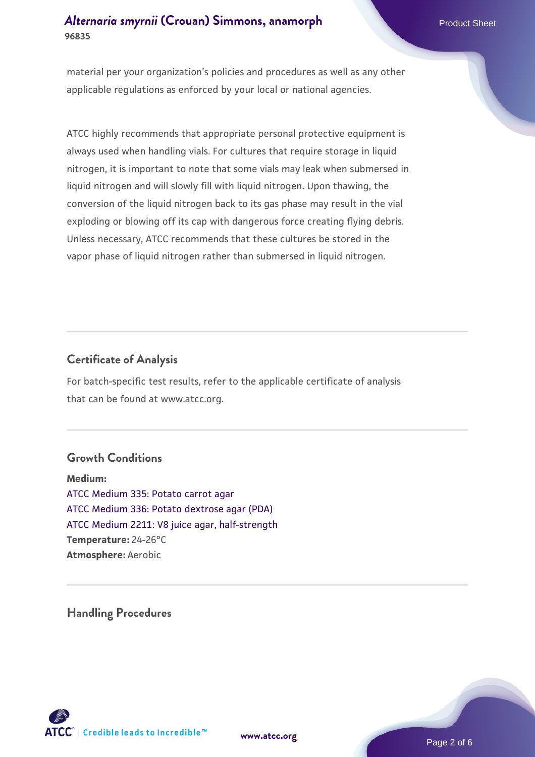material per your organization's policies and procedures as well as any other applicable regulations as enforced by your local or national agencies.

ATCC highly recommends that appropriate personal protective equipment is always used when handling vials. For cultures that require storage in liquid nitrogen, it is important to note that some vials may leak when submersed in liquid nitrogen and will slowly fill with liquid nitrogen. Upon thawing, the conversion of the liquid nitrogen back to its gas phase may result in the vial exploding or blowing off its cap with dangerous force creating flying debris. Unless necessary, ATCC recommends that these cultures be stored in the vapor phase of liquid nitrogen rather than submersed in liquid nitrogen.

## Certificate of Analysis

For batch-specific test results, refer to the applicable certificate of analysis that can be found at www.atcc.org.

## Growth Conditions

**Medium:**
ATCC Medium 335: Potato carrot agar
ATCC Medium 336: Potato dextrose agar (PDA)
ATCC Medium 2211: V8 juice agar, half-strength
**Temperature:** 24-26°C
**Atmosphere:** Aerobic

## Handling Procedures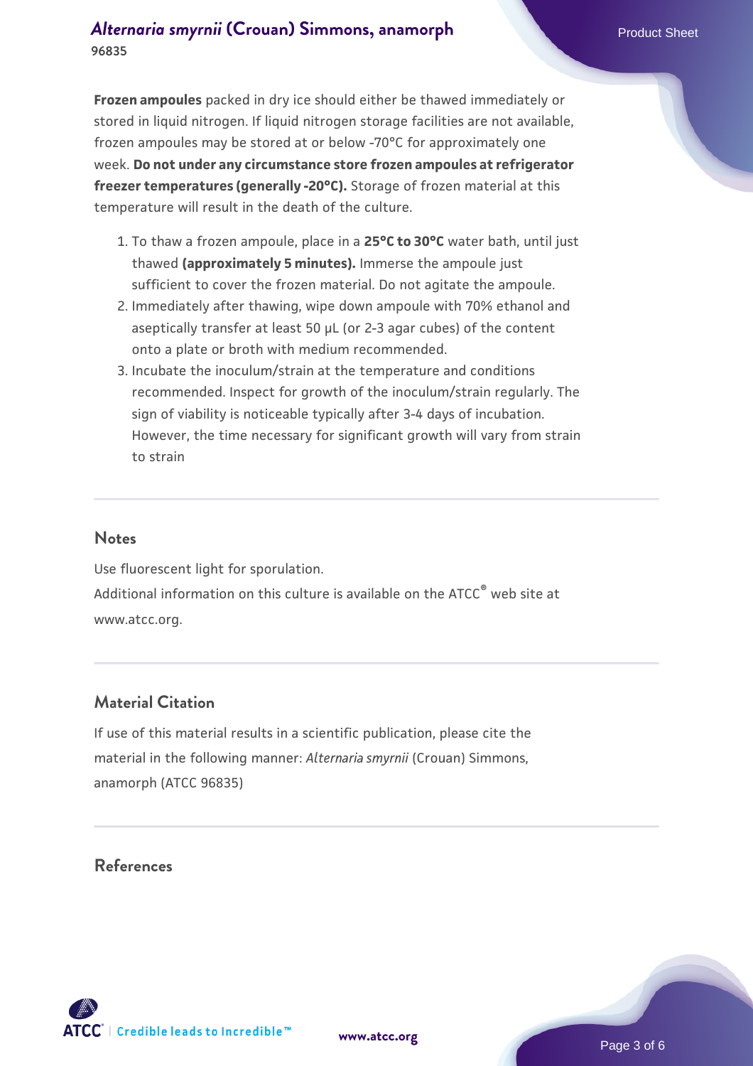**Frozen ampoules** packed in dry ice should either be thawed immediately or stored in liquid nitrogen. If liquid nitrogen storage facilities are not available, frozen ampoules may be stored at or below -70°C for approximately one week. **Do not under any circumstance store frozen ampoules at refrigerator freezer temperatures (generally -20°C).** Storage of frozen material at this temperature will result in the death of the culture.

1. To thaw a frozen ampoule, place in a **25°C to 30°C** water bath, until just thawed **(approximately 5 minutes).** Immerse the ampoule just sufficient to cover the frozen material. Do not agitate the ampoule.
2. Immediately after thawing, wipe down ampoule with 70% ethanol and aseptically transfer at least 50 µL (or 2-3 agar cubes) of the content onto a plate or broth with medium recommended.
3. Incubate the inoculum/strain at the temperature and conditions recommended. Inspect for growth of the inoculum/strain regularly. The sign of viability is noticeable typically after 3-4 days of incubation. However, the time necessary for significant growth will vary from strain to strain

## Notes

Use fluorescent light for sporulation.

Additional information on this culture is available on the ATCC® web site at www.atcc.org.

## Material Citation

If use of this material results in a scientific publication, please cite the material in the following manner: *Alternaria smyrnii* (Crouan) Simmons, anamorph (ATCC 96835)

## References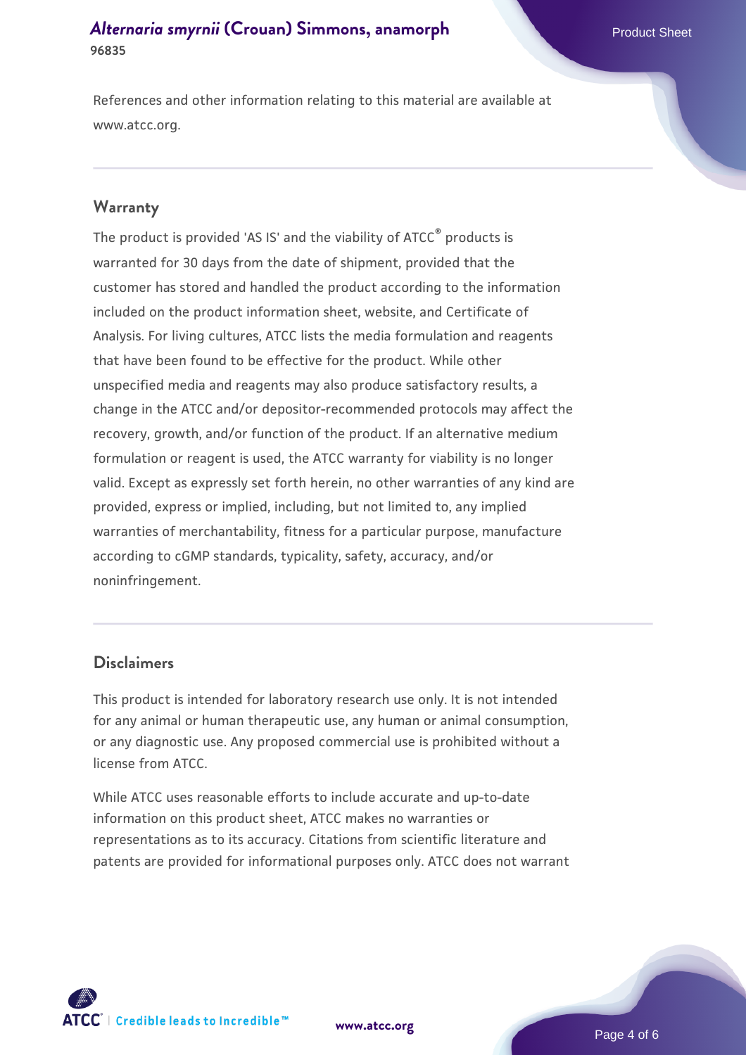References and other information relating to this material are available at www.atcc.org.

## Warranty

The product is provided 'AS IS' and the viability of ATCC® products is warranted for 30 days from the date of shipment, provided that the customer has stored and handled the product according to the information included on the product information sheet, website, and Certificate of Analysis. For living cultures, ATCC lists the media formulation and reagents that have been found to be effective for the product. While other unspecified media and reagents may also produce satisfactory results, a change in the ATCC and/or depositor-recommended protocols may affect the recovery, growth, and/or function of the product. If an alternative medium formulation or reagent is used, the ATCC warranty for viability is no longer valid. Except as expressly set forth herein, no other warranties of any kind are provided, express or implied, including, but not limited to, any implied warranties of merchantability, fitness for a particular purpose, manufacture according to cGMP standards, typicality, safety, accuracy, and/or noninfringement.

## Disclaimers

This product is intended for laboratory research use only. It is not intended for any animal or human therapeutic use, any human or animal consumption, or any diagnostic use. Any proposed commercial use is prohibited without a license from ATCC.

While ATCC uses reasonable efforts to include accurate and up-to-date information on this product sheet, ATCC makes no warranties or representations as to its accuracy. Citations from scientific literature and patents are provided for informational purposes only. ATCC does not warrant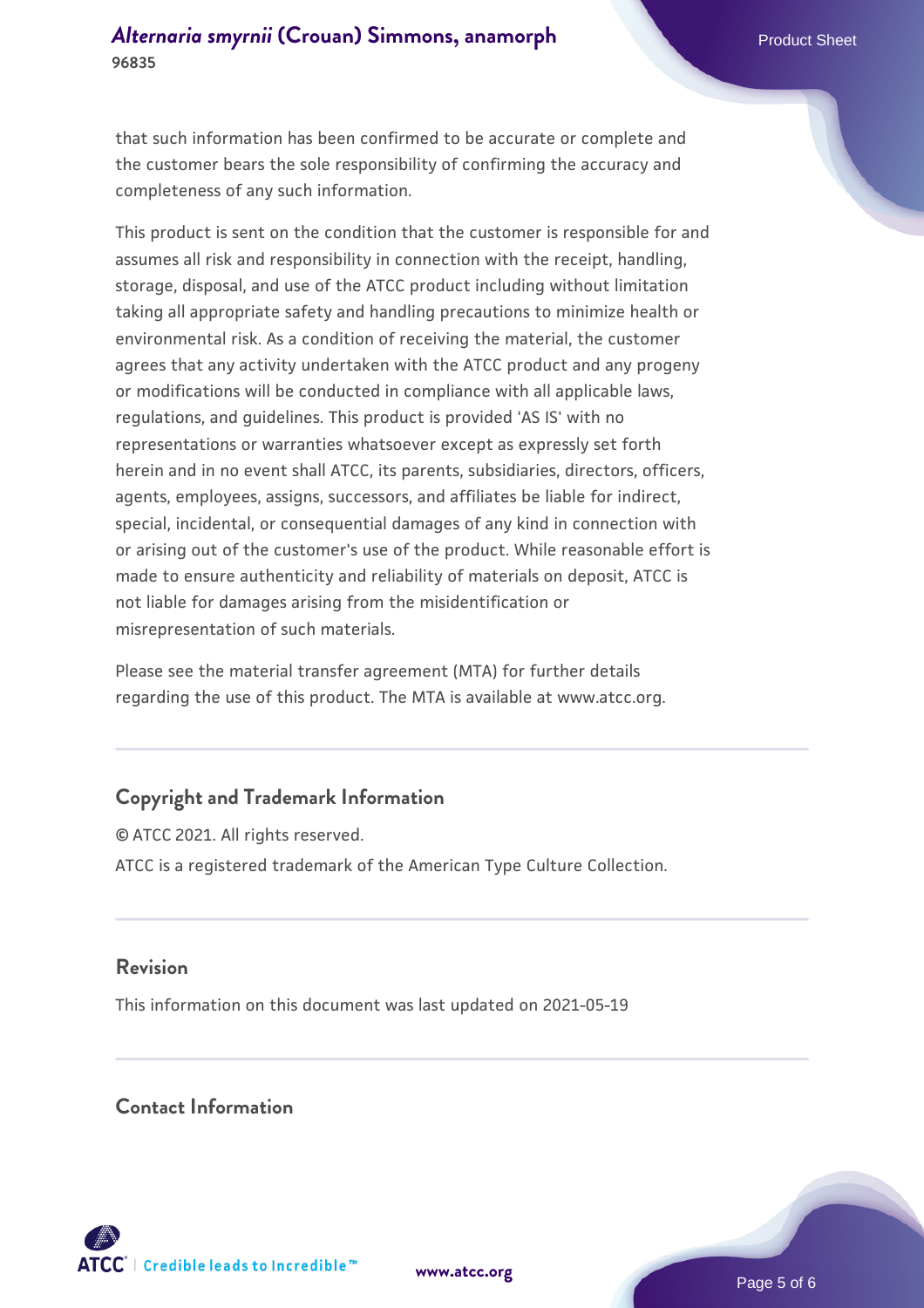that such information has been confirmed to be accurate or complete and the customer bears the sole responsibility of confirming the accuracy and completeness of any such information.

This product is sent on the condition that the customer is responsible for and assumes all risk and responsibility in connection with the receipt, handling, storage, disposal, and use of the ATCC product including without limitation taking all appropriate safety and handling precautions to minimize health or environmental risk. As a condition of receiving the material, the customer agrees that any activity undertaken with the ATCC product and any progeny or modifications will be conducted in compliance with all applicable laws, regulations, and guidelines. This product is provided 'AS IS' with no representations or warranties whatsoever except as expressly set forth herein and in no event shall ATCC, its parents, subsidiaries, directors, officers, agents, employees, assigns, successors, and affiliates be liable for indirect, special, incidental, or consequential damages of any kind in connection with or arising out of the customer's use of the product. While reasonable effort is made to ensure authenticity and reliability of materials on deposit, ATCC is not liable for damages arising from the misidentification or misrepresentation of such materials.

Please see the material transfer agreement (MTA) for further details regarding the use of this product. The MTA is available at www.atcc.org.

## Copyright and Trademark Information

© ATCC 2021. All rights reserved.

ATCC is a registered trademark of the American Type Culture Collection.

## Revision

This information on this document was last updated on 2021-05-19

## Contact Information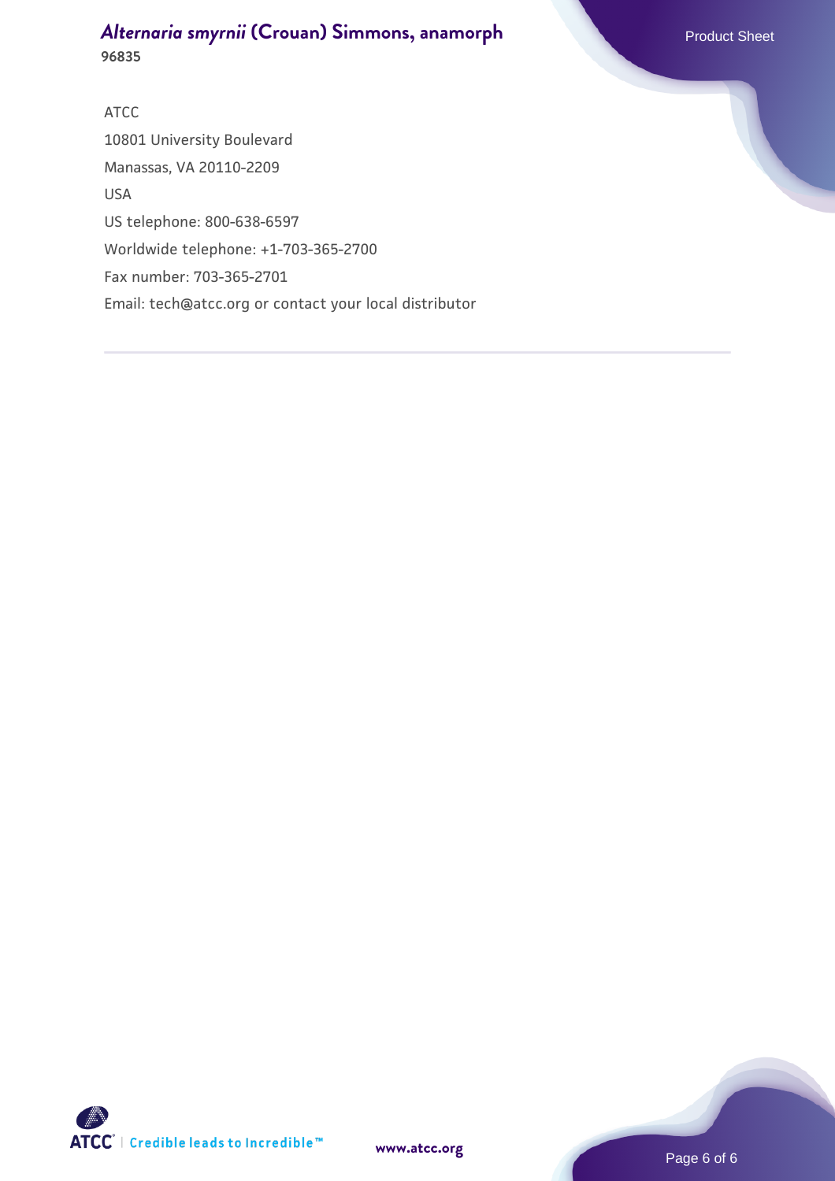ATCC

10801 University Boulevard

Manassas, VA 20110-2209

USA

US telephone: 800-638-6597

Worldwide telephone: +1-703-365-2700

Fax number: 703-365-2701

Email: tech@atcc.org or contact your local distributor